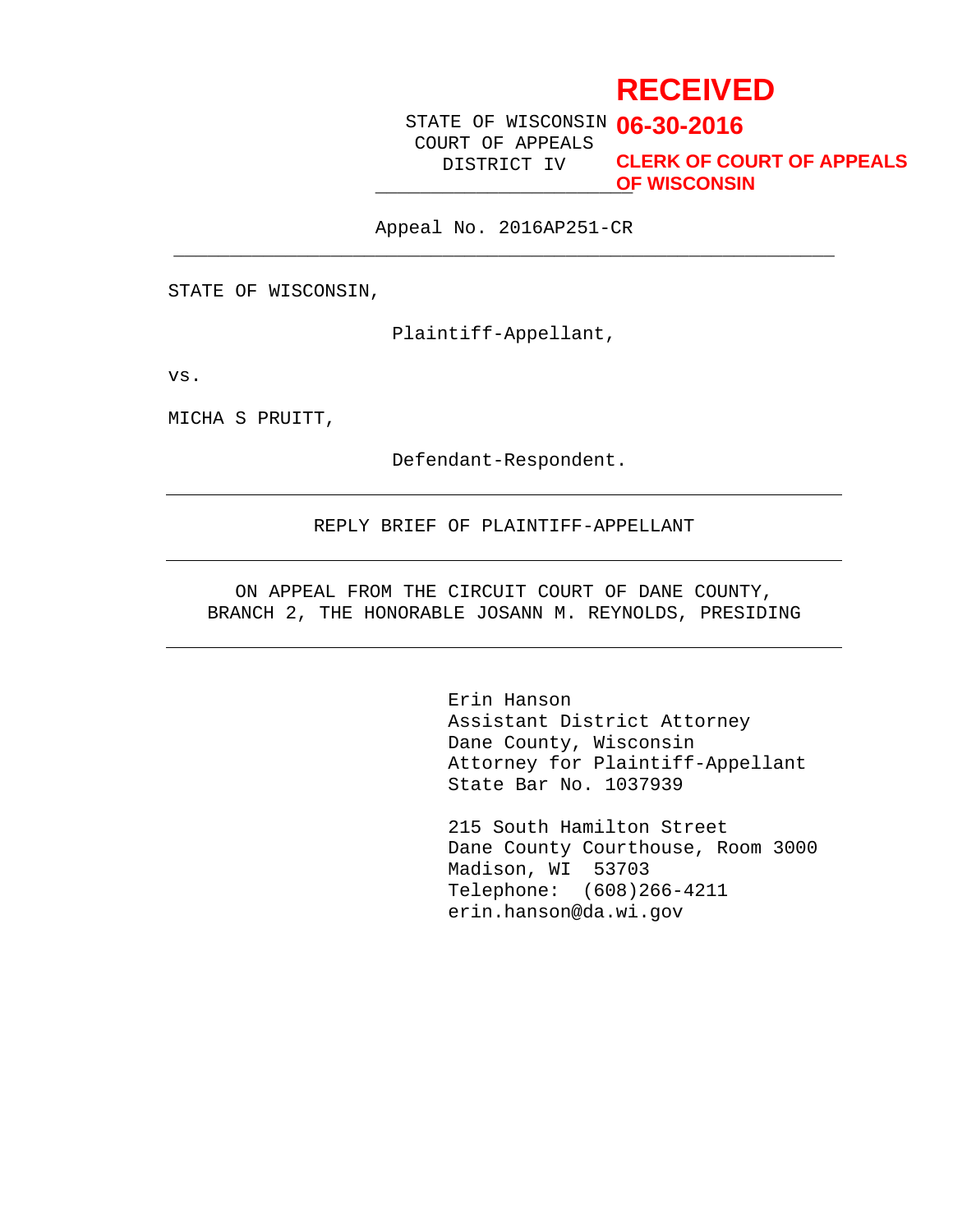**RECEIVED**
**06-30-2016**
**CLERK OF COURT OF APPEALS OF WISCONSIN**

STATE OF WISCONSIN
COURT OF APPEALS
DISTRICT IV

---

Appeal No. 2016AP251-CR

---

STATE OF WISCONSIN,

Plaintiff-Appellant,

vs.

MICHA S PRUITT,

Defendant-Respondent.

---

REPLY BRIEF OF PLAINTIFF-APPELLANT

---

ON APPEAL FROM THE CIRCUIT COURT OF DANE COUNTY,
BRANCH 2, THE HONORABLE JOSANN M. REYNOLDS, PRESIDING

---

Erin Hanson
Assistant District Attorney
Dane County, Wisconsin
Attorney for Plaintiff-Appellant
State Bar No. 1037939

215 South Hamilton Street
Dane County Courthouse, Room 3000
Madison, WI 53703
Telephone: (608)266-4211
erin.hanson@da.wi.gov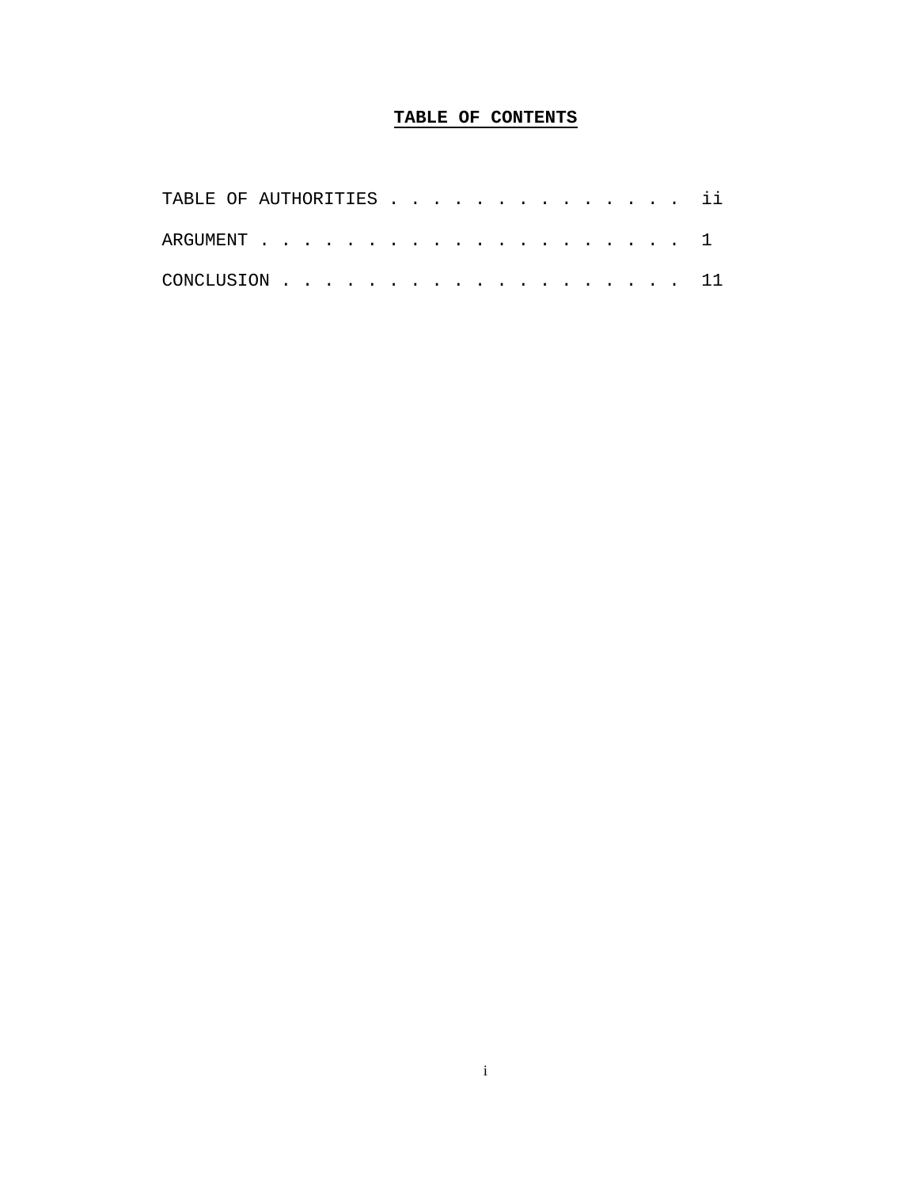# **TABLE OF CONTENTS**

TABLE OF AUTHORITIES . . . . . . . . . . . . . . ii

ARGUMENT . . . . . . . . . . . . . . . . . . . . 1

CONCLUSION . . . . . . . . . . . . . . . . . . . 11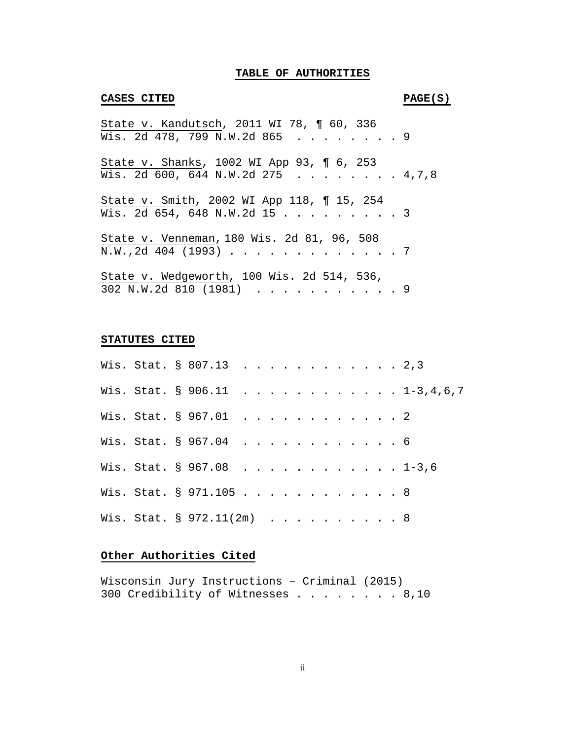# TABLE OF AUTHORITIES

**CASES CITED** **PAGE(S)**

State v. Kandutsch, 2011 WI 78, ¶ 60, 336 Wis. 2d 478, 799 N.W.2d 865 . . . . . . . . . 9

State v. Shanks, 1002 WI App 93, ¶ 6, 253 Wis. 2d 600, 644 N.W.2d 275 . . . . . . . . . 4,7,8

State v. Smith, 2002 WI App 118, ¶ 15, 254 Wis. 2d 654, 648 N.W.2d 15 . . . . . . . . . 3

State v. Venneman, 180 Wis. 2d 81, 96, 508 N.W.,2d 404 (1993) . . . . . . . . . . . . . 7

State v. Wedgeworth, 100 Wis. 2d 514, 536, 302 N.W.2d 810 (1981) . . . . . . . . . . . 9

**STATUTES CITED**

Wis. Stat. § 807.13 . . . . . . . . . . . . . 2,3

Wis. Stat. § 906.11 . . . . . . . . . . . . . 1-3,4,6,7

Wis. Stat. § 967.01 . . . . . . . . . . . . . 2

Wis. Stat. § 967.04 . . . . . . . . . . . . . 6

Wis. Stat. § 967.08 . . . . . . . . . . . . . 1-3,6

Wis. Stat. § 971.105 . . . . . . . . . . . . 8

Wis. Stat. § 972.11(2m) . . . . . . . . . . . 8

**Other Authorities Cited**

Wisconsin Jury Instructions – Criminal (2015) 300 Credibility of Witnesses . . . . . . . . . 8,10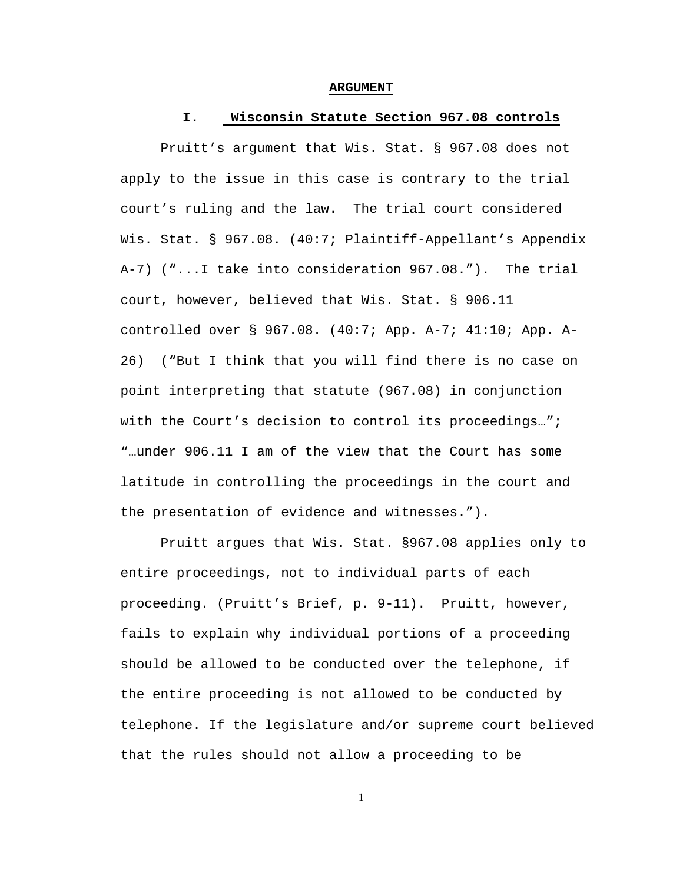## ARGUMENT

### I. Wisconsin Statute Section 967.08 controls

Pruitt's argument that Wis. Stat. § 967.08 does not apply to the issue in this case is contrary to the trial court's ruling and the law. The trial court considered Wis. Stat. § 967.08. (40:7; Plaintiff-Appellant's Appendix A-7) ("...I take into consideration 967.08."). The trial court, however, believed that Wis. Stat. § 906.11 controlled over § 967.08. (40:7; App. A-7; 41:10; App. A-26) ("But I think that you will find there is no case on point interpreting that statute (967.08) in conjunction with the Court's decision to control its proceedings…"; "…under 906.11 I am of the view that the Court has some latitude in controlling the proceedings in the court and the presentation of evidence and witnesses.").

Pruitt argues that Wis. Stat. §967.08 applies only to entire proceedings, not to individual parts of each proceeding. (Pruitt's Brief, p. 9-11). Pruitt, however, fails to explain why individual portions of a proceeding should be allowed to be conducted over the telephone, if the entire proceeding is not allowed to be conducted by telephone. If the legislature and/or supreme court believed that the rules should not allow a proceeding to be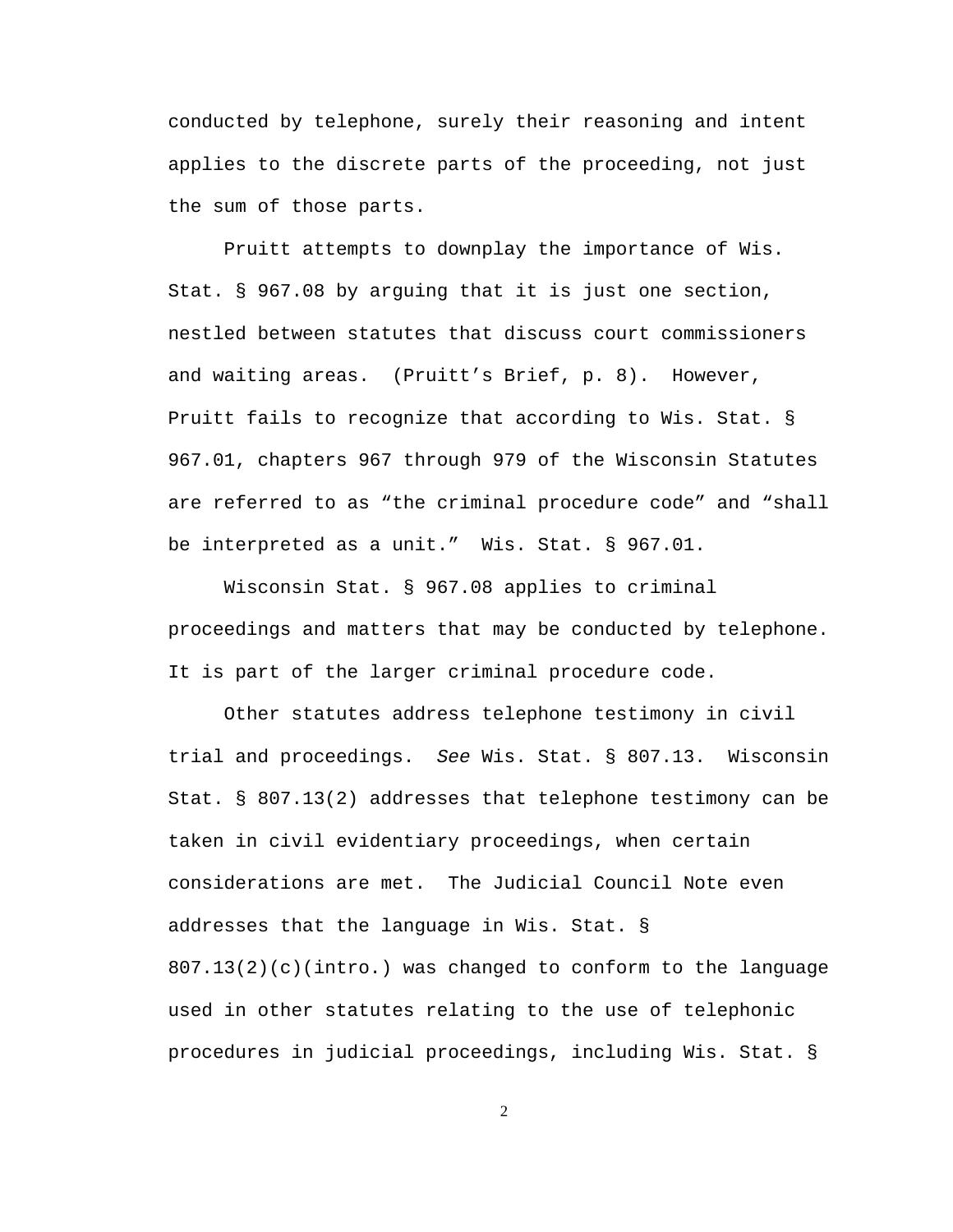conducted by telephone, surely their reasoning and intent applies to the discrete parts of the proceeding, not just the sum of those parts.

Pruitt attempts to downplay the importance of Wis. Stat. § 967.08 by arguing that it is just one section, nestled between statutes that discuss court commissioners and waiting areas. (Pruitt's Brief, p. 8). However, Pruitt fails to recognize that according to Wis. Stat. § 967.01, chapters 967 through 979 of the Wisconsin Statutes are referred to as "the criminal procedure code" and "shall be interpreted as a unit." Wis. Stat. § 967.01.

Wisconsin Stat. § 967.08 applies to criminal proceedings and matters that may be conducted by telephone. It is part of the larger criminal procedure code.

Other statutes address telephone testimony in civil trial and proceedings. *See* Wis. Stat. § 807.13. Wisconsin Stat. § 807.13(2) addresses that telephone testimony can be taken in civil evidentiary proceedings, when certain considerations are met. The Judicial Council Note even addresses that the language in Wis. Stat. § 807.13(2)(c)(intro.) was changed to conform to the language used in other statutes relating to the use of telephonic procedures in judicial proceedings, including Wis. Stat. §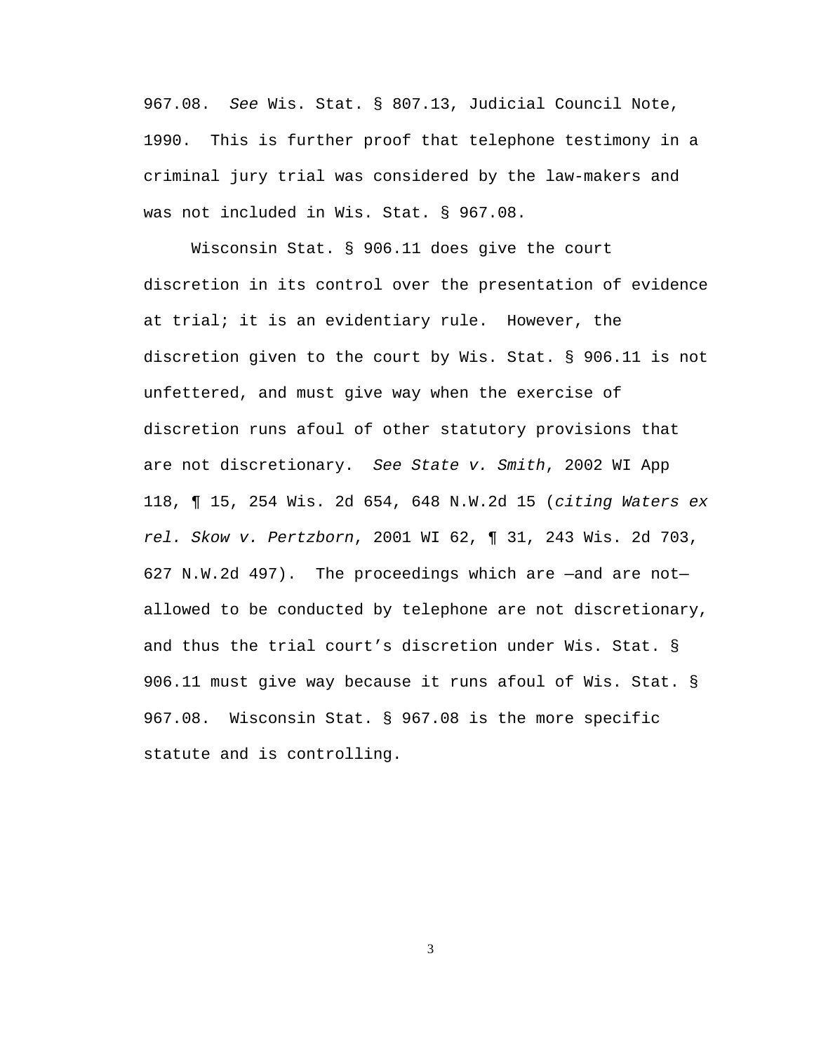967.08. *See* Wis. Stat. § 807.13, Judicial Council Note, 1990. This is further proof that telephone testimony in a criminal jury trial was considered by the law-makers and was not included in Wis. Stat. § 967.08.

Wisconsin Stat. § 906.11 does give the court discretion in its control over the presentation of evidence at trial; it is an evidentiary rule. However, the discretion given to the court by Wis. Stat. § 906.11 is not unfettered, and must give way when the exercise of discretion runs afoul of other statutory provisions that are not discretionary. *See State v. Smith*, 2002 WI App 118, ¶ 15, 254 Wis. 2d 654, 648 N.W.2d 15 (*citing Waters ex rel. Skow v. Pertzborn*, 2001 WI 62, ¶ 31, 243 Wis. 2d 703, 627 N.W.2d 497). The proceedings which are —and are not— allowed to be conducted by telephone are not discretionary, and thus the trial court's discretion under Wis. Stat. § 906.11 must give way because it runs afoul of Wis. Stat. § 967.08. Wisconsin Stat. § 967.08 is the more specific statute and is controlling.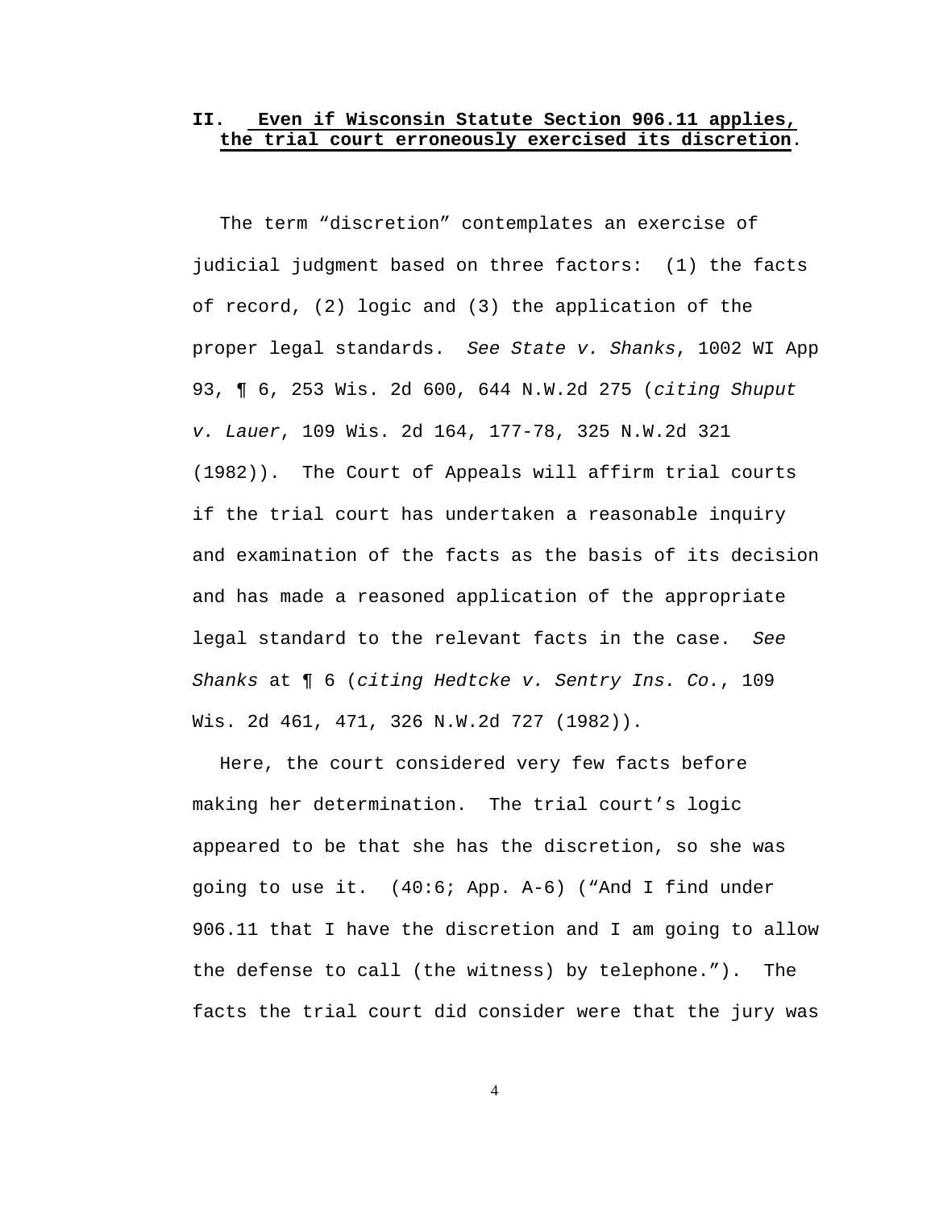## II. Even if Wisconsin Statute Section 906.11 applies, the trial court erroneously exercised its discretion.

The term "discretion" contemplates an exercise of judicial judgment based on three factors: (1) the facts of record, (2) logic and (3) the application of the proper legal standards. *See State v. Shanks*, 1002 WI App 93, ¶ 6, 253 Wis. 2d 600, 644 N.W.2d 275 (*citing Shuput v. Lauer*, 109 Wis. 2d 164, 177-78, 325 N.W.2d 321 (1982)). The Court of Appeals will affirm trial courts if the trial court has undertaken a reasonable inquiry and examination of the facts as the basis of its decision and has made a reasoned application of the appropriate legal standard to the relevant facts in the case. *See Shanks* at ¶ 6 (*citing Hedtcke v. Sentry Ins. Co.*, 109 Wis. 2d 461, 471, 326 N.W.2d 727 (1982)).

Here, the court considered very few facts before making her determination. The trial court's logic appeared to be that she has the discretion, so she was going to use it. (40:6; App. A-6) ("And I find under 906.11 that I have the discretion and I am going to allow the defense to call (the witness) by telephone."). The facts the trial court did consider were that the jury was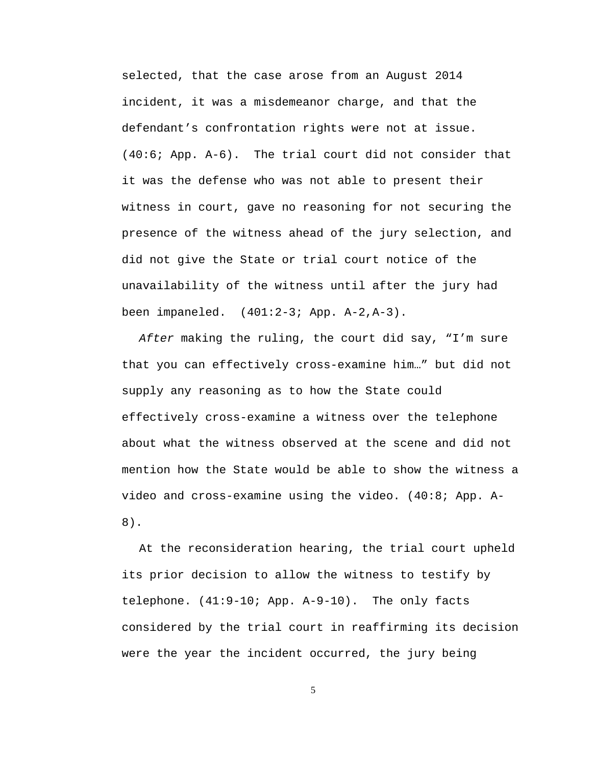selected, that the case arose from an August 2014 incident, it was a misdemeanor charge, and that the defendant's confrontation rights were not at issue. (40:6; App. A-6). The trial court did not consider that it was the defense who was not able to present their witness in court, gave no reasoning for not securing the presence of the witness ahead of the jury selection, and did not give the State or trial court notice of the unavailability of the witness until after the jury had been impaneled. (401:2-3; App. A-2,A-3).

*After* making the ruling, the court did say, "I'm sure that you can effectively cross-examine him…" but did not supply any reasoning as to how the State could effectively cross-examine a witness over the telephone about what the witness observed at the scene and did not mention how the State would be able to show the witness a video and cross-examine using the video. (40:8; App. A-8).

At the reconsideration hearing, the trial court upheld its prior decision to allow the witness to testify by telephone. (41:9-10; App. A-9-10). The only facts considered by the trial court in reaffirming its decision were the year the incident occurred, the jury being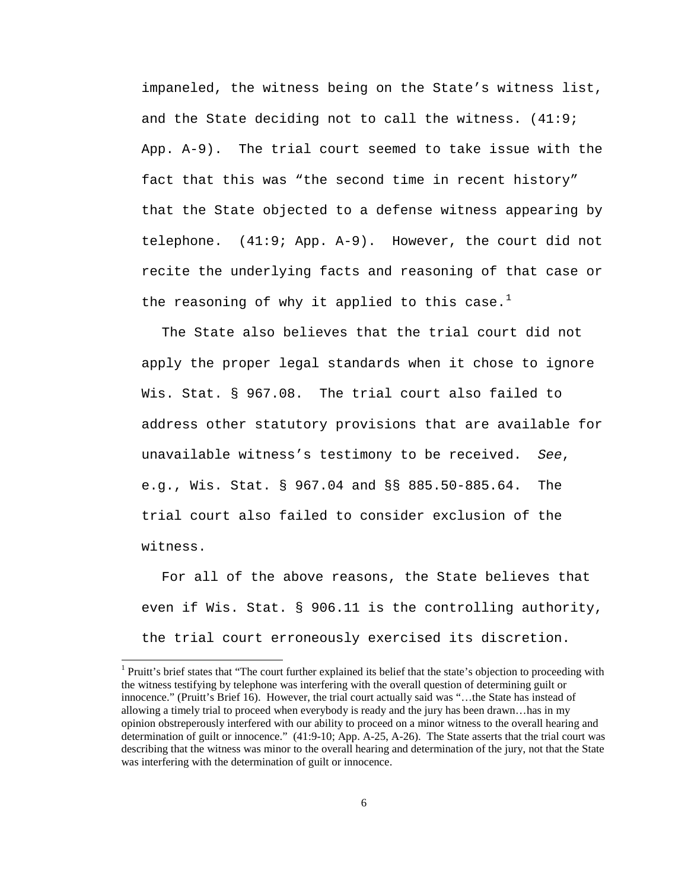impaneled, the witness being on the State's witness list, and the State deciding not to call the witness. (41:9; App. A-9). The trial court seemed to take issue with the fact that this was "the second time in recent history" that the State objected to a defense witness appearing by telephone. (41:9; App. A-9). However, the court did not recite the underlying facts and reasoning of that case or the reasoning of why it applied to this case.[1]

The State also believes that the trial court did not apply the proper legal standards when it chose to ignore Wis. Stat. § 967.08. The trial court also failed to address other statutory provisions that are available for unavailable witness's testimony to be received. *See*, e.g., Wis. Stat. § 967.04 and §§ 885.50-885.64. The trial court also failed to consider exclusion of the witness.

For all of the above reasons, the State believes that even if Wis. Stat. § 906.11 is the controlling authority, the trial court erroneously exercised its discretion.

---

[1] Pruitt's brief states that "The court further explained its belief that the state's objection to proceeding with the witness testifying by telephone was interfering with the overall question of determining guilt or innocence." (Pruitt's Brief 16). However, the trial court actually said was "…the State has instead of allowing a timely trial to proceed when everybody is ready and the jury has been drawn…has in my opinion obstreperously interfered with our ability to proceed on a minor witness to the overall hearing and determination of guilt or innocence." (41:9-10; App. A-25, A-26). The State asserts that the trial court was describing that the witness was minor to the overall hearing and determination of the jury, not that the State was interfering with the determination of guilt or innocence.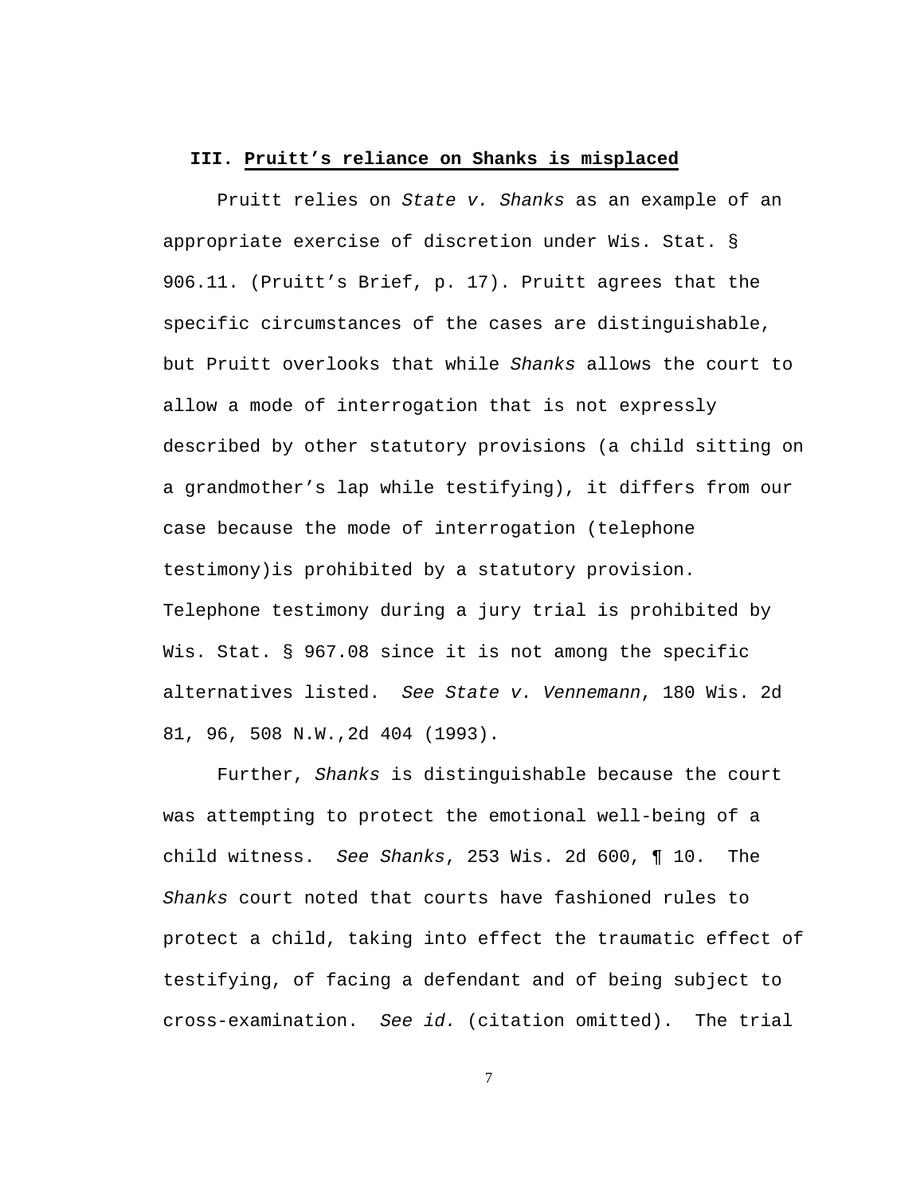### III. **Pruitt's reliance on Shanks is misplaced**

Pruitt relies on *State v. Shanks* as an example of an appropriate exercise of discretion under Wis. Stat. § 906.11. (Pruitt's Brief, p. 17). Pruitt agrees that the specific circumstances of the cases are distinguishable, but Pruitt overlooks that while *Shanks* allows the court to allow a mode of interrogation that is not expressly described by other statutory provisions (a child sitting on a grandmother's lap while testifying), it differs from our case because the mode of interrogation (telephone testimony)is prohibited by a statutory provision. Telephone testimony during a jury trial is prohibited by Wis. Stat. § 967.08 since it is not among the specific alternatives listed. *See State v. Vennemann*, 180 Wis. 2d 81, 96, 508 N.W.,2d 404 (1993).

Further, *Shanks* is distinguishable because the court was attempting to protect the emotional well-being of a child witness. *See Shanks*, 253 Wis. 2d 600, ¶ 10. The *Shanks* court noted that courts have fashioned rules to protect a child, taking into effect the traumatic effect of testifying, of facing a defendant and of being subject to cross-examination. *See id.* (citation omitted). The trial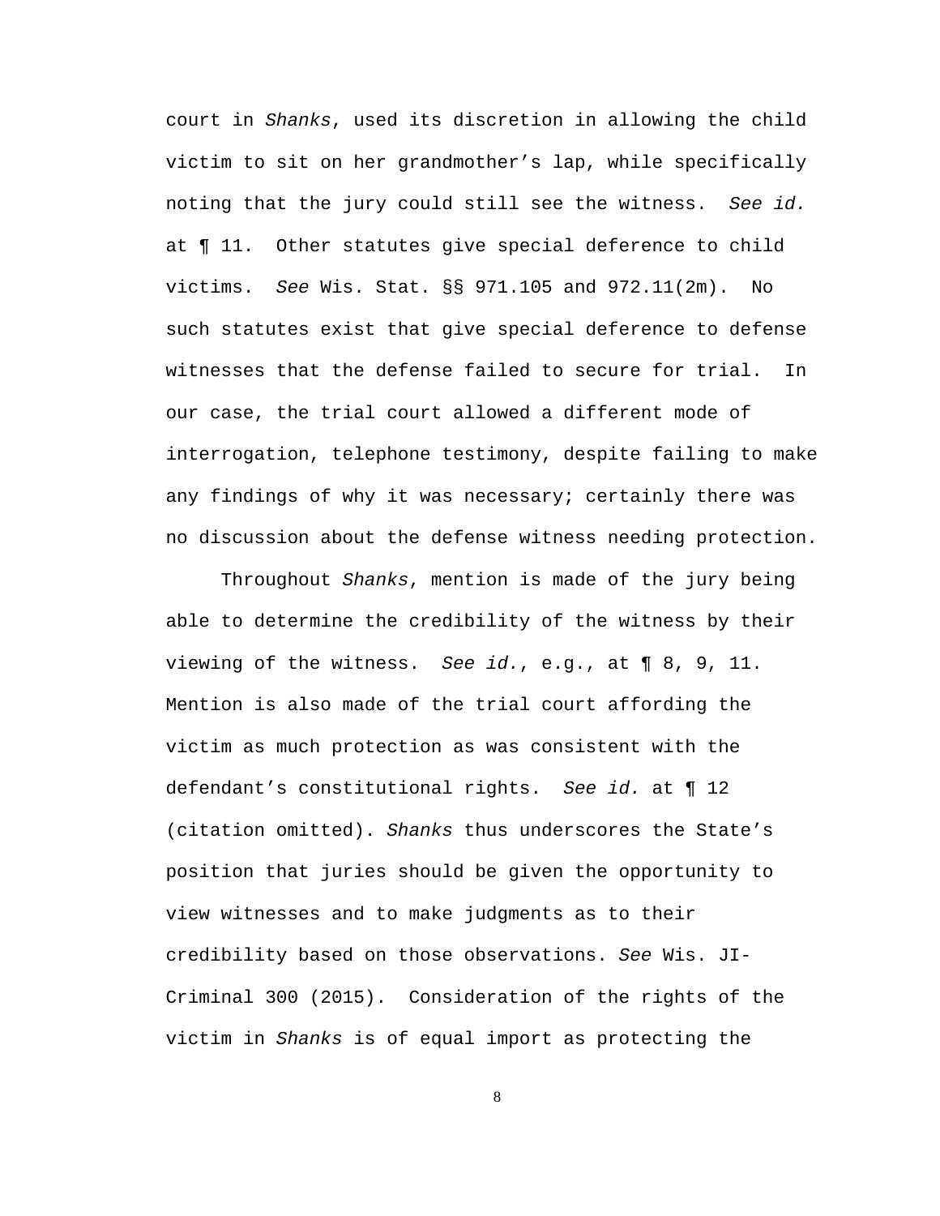court in *Shanks*, used its discretion in allowing the child victim to sit on her grandmother's lap, while specifically noting that the jury could still see the witness. *See id.* at ¶ 11. Other statutes give special deference to child victims. *See* Wis. Stat. §§ 971.105 and 972.11(2m). No such statutes exist that give special deference to defense witnesses that the defense failed to secure for trial. In our case, the trial court allowed a different mode of interrogation, telephone testimony, despite failing to make any findings of why it was necessary; certainly there was no discussion about the defense witness needing protection.

Throughout *Shanks*, mention is made of the jury being able to determine the credibility of the witness by their viewing of the witness. *See id.*, e.g., at ¶ 8, 9, 11. Mention is also made of the trial court affording the victim as much protection as was consistent with the defendant's constitutional rights. *See id.* at ¶ 12 (citation omitted). *Shanks* thus underscores the State's position that juries should be given the opportunity to view witnesses and to make judgments as to their credibility based on those observations. *See* Wis. JI-Criminal 300 (2015). Consideration of the rights of the victim in *Shanks* is of equal import as protecting the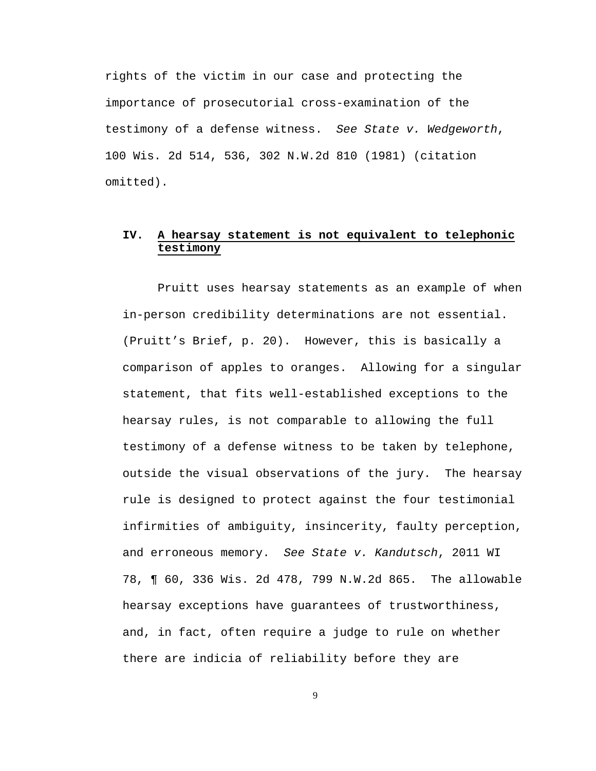rights of the victim in our case and protecting the importance of prosecutorial cross-examination of the testimony of a defense witness. *See State v. Wedgeworth*, 100 Wis. 2d 514, 536, 302 N.W.2d 810 (1981) (citation omitted).

## IV. <u>**A hearsay statement is not equivalent to telephonic testimony**</u>

Pruitt uses hearsay statements as an example of when in-person credibility determinations are not essential. (Pruitt's Brief, p. 20). However, this is basically a comparison of apples to oranges. Allowing for a singular statement, that fits well-established exceptions to the hearsay rules, is not comparable to allowing the full testimony of a defense witness to be taken by telephone, outside the visual observations of the jury. The hearsay rule is designed to protect against the four testimonial infirmities of ambiguity, insincerity, faulty perception, and erroneous memory. *See State v. Kandutsch*, 2011 WI 78, ¶ 60, 336 Wis. 2d 478, 799 N.W.2d 865. The allowable hearsay exceptions have guarantees of trustworthiness, and, in fact, often require a judge to rule on whether there are indicia of reliability before they are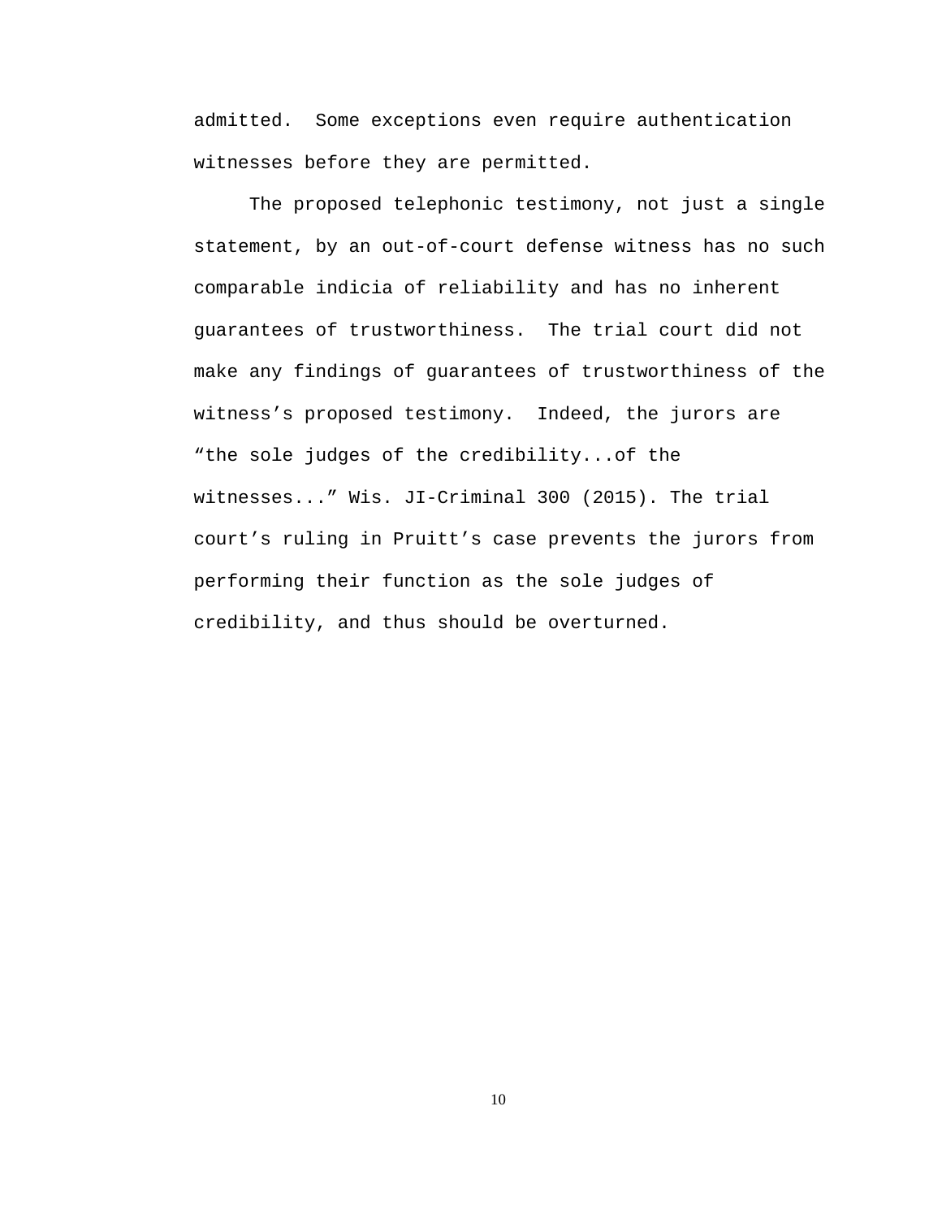admitted.  Some exceptions even require authentication witnesses before they are permitted.

The proposed telephonic testimony, not just a single statement, by an out-of-court defense witness has no such comparable indicia of reliability and has no inherent guarantees of trustworthiness.  The trial court did not make any findings of guarantees of trustworthiness of the witness's proposed testimony.  Indeed, the jurors are "the sole judges of the credibility...of the witnesses..." Wis. JI-Criminal 300 (2015). The trial court's ruling in Pruitt's case prevents the jurors from performing their function as the sole judges of credibility, and thus should be overturned.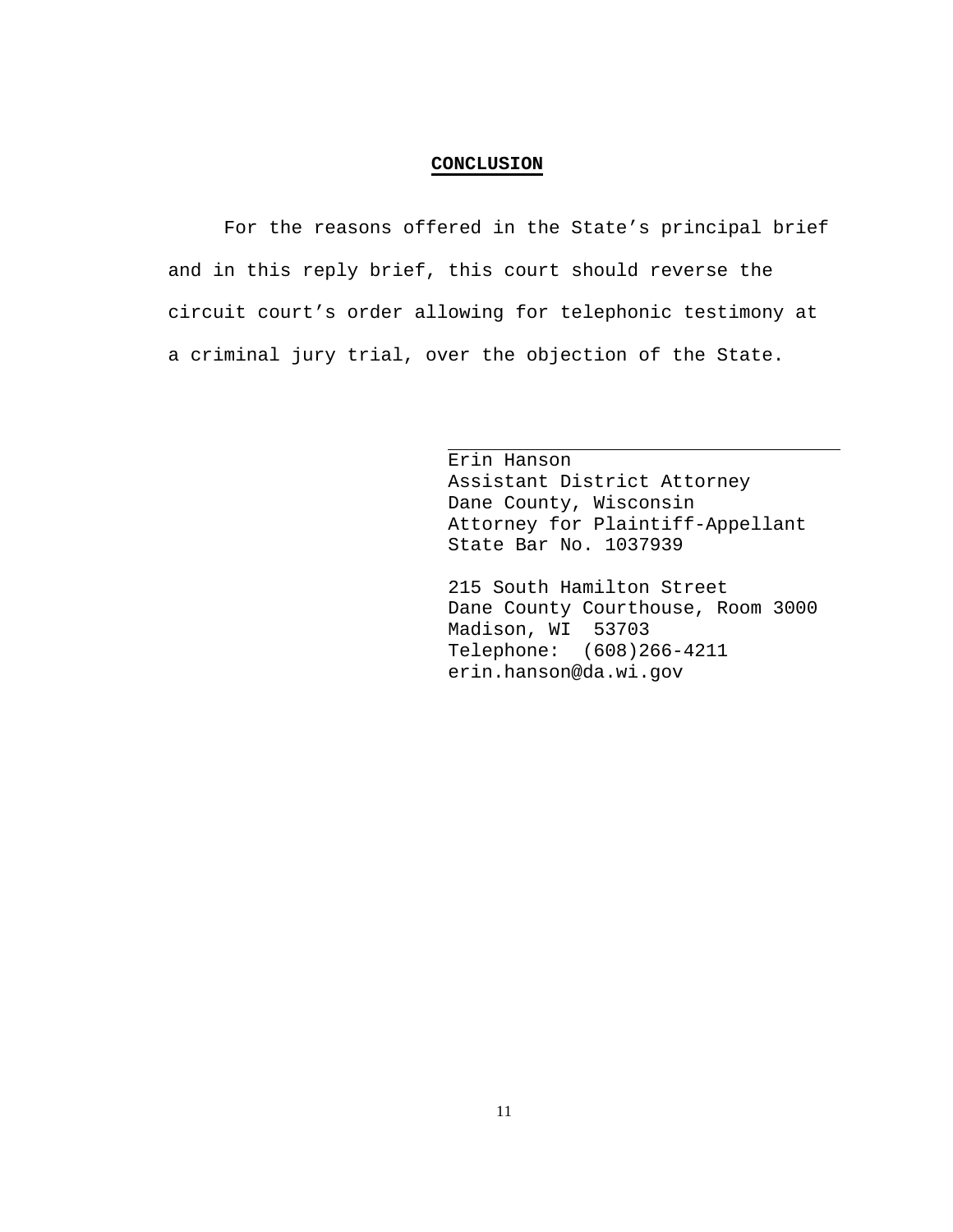## CONCLUSION

For the reasons offered in the State's principal brief and in this reply brief, this court should reverse the circuit court's order allowing for telephonic testimony at a criminal jury trial, over the objection of the State.

Erin Hanson
Assistant District Attorney
Dane County, Wisconsin
Attorney for Plaintiff-Appellant
State Bar No. 1037939

215 South Hamilton Street
Dane County Courthouse, Room 3000
Madison, WI 53703
Telephone: (608)266-4211
erin.hanson@da.wi.gov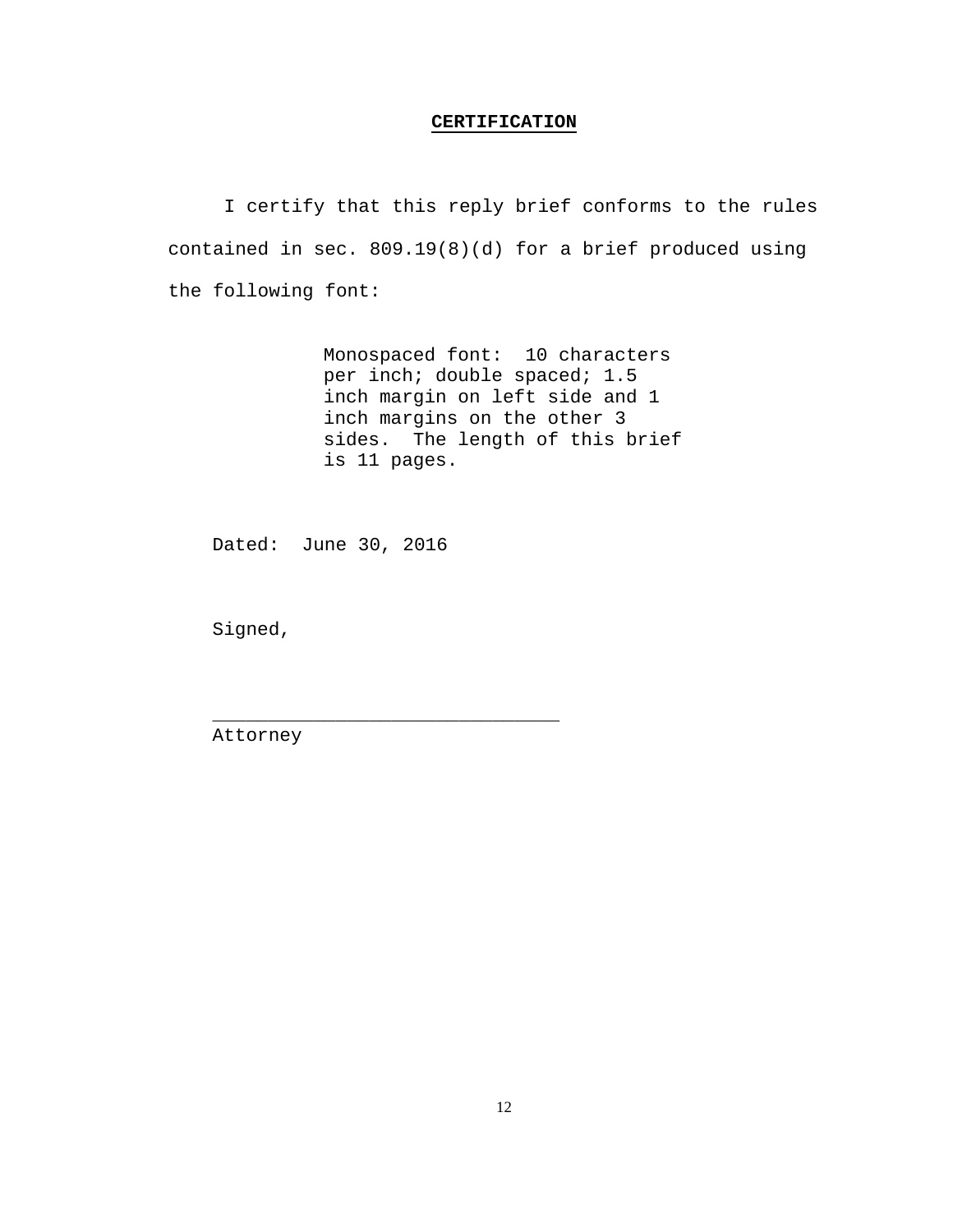## CERTIFICATION

I certify that this reply brief conforms to the rules contained in sec. 809.19(8)(d) for a brief produced using the following font:

> Monospaced font: 10 characters per inch; double spaced; 1.5 inch margin on left side and 1 inch margins on the other 3 sides. The length of this brief is 11 pages.

Dated: June 30, 2016

Signed,

\_\_\_\_\_\_\_\_\_\_\_\_\_\_\_\_\_\_\_\_\_\_\_\_\_\_\_\_\_\_\_

Attorney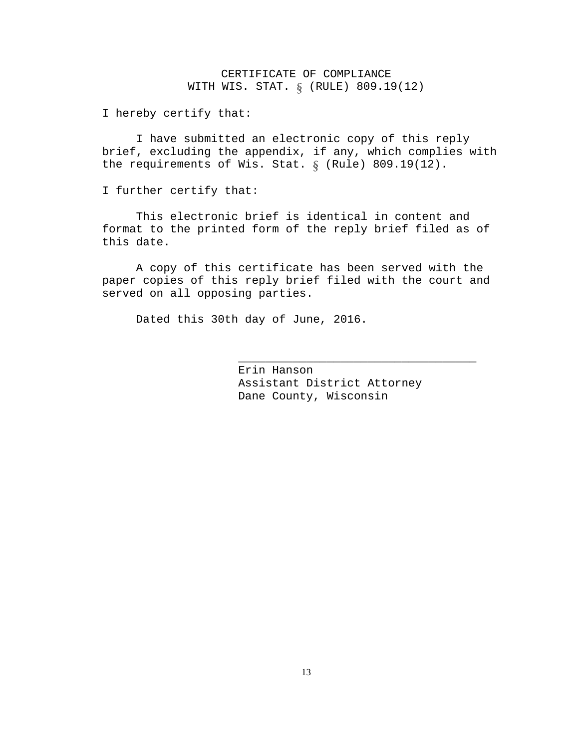# CERTIFICATE OF COMPLIANCE WITH WIS. STAT. § (RULE) 809.19(12)

I hereby certify that:

I have submitted an electronic copy of this reply brief, excluding the appendix, if any, which complies with the requirements of Wis. Stat. § (Rule) 809.19(12).

I further certify that:

This electronic brief is identical in content and format to the printed form of the reply brief filed as of this date.

A copy of this certificate has been served with the paper copies of this reply brief filed with the court and served on all opposing parties.

Dated this 30th day of June, 2016.

\_\_\_\_\_\_\_\_\_\_\_\_\_\_\_\_\_\_\_\_\_\_\_\_\_\_\_\_\_\_\_\_\_\_\_

Erin Hanson
Assistant District Attorney
Dane County, Wisconsin